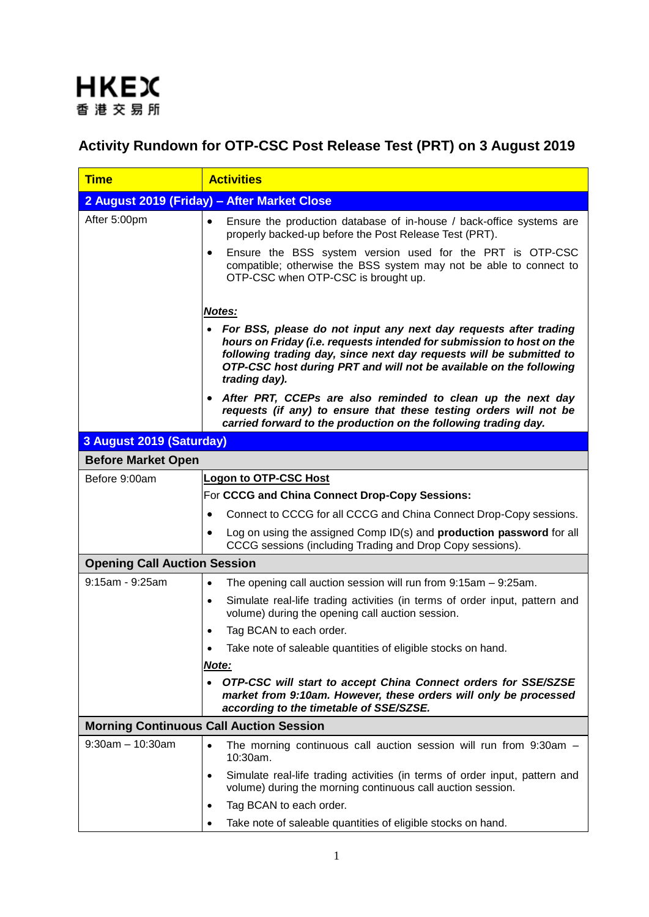HKEX
香港交易所

# Activity Rundown for OTP-CSC Post Release Test (PRT) on 3 August 2019

| Time | Activities |
|---|---|
| **2 August 2019 (Friday) – After Market Close** | |
| After 5:00pm | • Ensure the production database of in-house / back-office systems are properly backed-up before the Post Release Test (PRT).<br>• Ensure the BSS system version used for the PRT is OTP-CSC compatible; otherwise the BSS system may not be able to connect to OTP-CSC when OTP-CSC is brought up.<br><br>***Notes:***<br>• ***For BSS, please do not input any next day requests after trading hours on Friday (i.e. requests intended for submission to host on the following trading day, since next day requests will be submitted to OTP-CSC host during PRT and will not be available on the following trading day).***<br>• ***After PRT, CCEPs are also reminded to clean up the next day requests (if any) to ensure that these testing orders will not be carried forward to the production on the following trading day.*** |
| **3 August 2019 (Saturday)** | |
| **Before Market Open** | |
| Before 9:00am | **Logon to OTP-CSC Host**<br>For **CCCG and China Connect Drop-Copy Sessions:**<br>• Connect to CCCG for all CCCG and China Connect Drop-Copy sessions.<br>• Log on using the assigned Comp ID(s) and **production password** for all CCCG sessions (including Trading and Drop Copy sessions). |
| **Opening Call Auction Session** | |
| 9:15am - 9:25am | • The opening call auction session will run from 9:15am – 9:25am.<br>• Simulate real-life trading activities (in terms of order input, pattern and volume) during the opening call auction session.<br>• Tag BCAN to each order.<br>• Take note of saleable quantities of eligible stocks on hand.<br>***Note:***<br>• ***OTP-CSC will start to accept China Connect orders for SSE/SZSE market from 9:10am. However, these orders will only be processed according to the timetable of SSE/SZSE.*** |
| **Morning Continuous Call Auction Session** | |
| 9:30am – 10:30am | • The morning continuous call auction session will run from 9:30am – 10:30am.<br>• Simulate real-life trading activities (in terms of order input, pattern and volume) during the morning continuous call auction session.<br>• Tag BCAN to each order.<br>• Take note of saleable quantities of eligible stocks on hand. |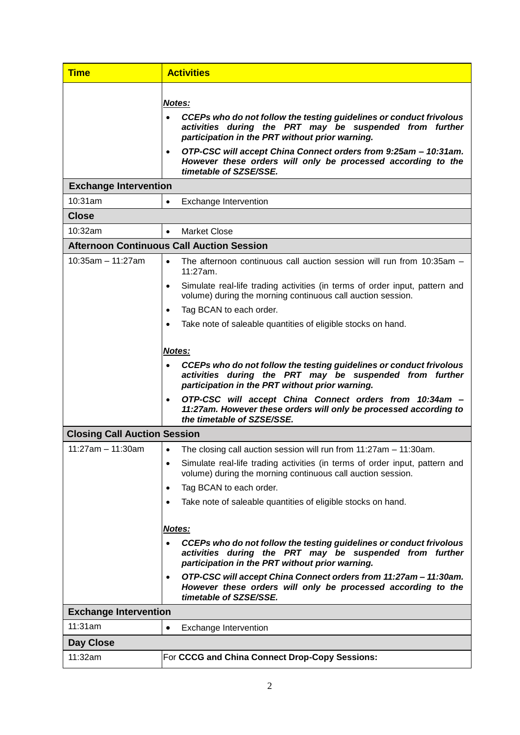| Time | Activities |
|---|---|
| | ***Notes:*** <br> • ***CCEPs who do not follow the testing guidelines or conduct frivolous activities during the PRT may be suspended from further participation in the PRT without prior warning.*** <br> • ***OTP-CSC will accept China Connect orders from 9:25am – 10:31am. However these orders will only be processed according to the timetable of SZSE/SSE.*** |
| **Exchange Intervention** | |
| 10:31am | • Exchange Intervention |
| **Close** | |
| 10:32am | • Market Close |
| **Afternoon Continuous Call Auction Session** | |
| 10:35am – 11:27am | • The afternoon continuous call auction session will run from 10:35am – 11:27am. <br> • Simulate real-life trading activities (in terms of order input, pattern and volume) during the morning continuous call auction session. <br> • Tag BCAN to each order. <br> • Take note of saleable quantities of eligible stocks on hand. <br><br> ***Notes:*** <br> • ***CCEPs who do not follow the testing guidelines or conduct frivolous activities during the PRT may be suspended from further participation in the PRT without prior warning.*** <br> • ***OTP-CSC will accept China Connect orders from 10:34am – 11:27am. However these orders will only be processed according to the timetable of SZSE/SSE.*** |
| **Closing Call Auction Session** | |
| 11:27am – 11:30am | • The closing call auction session will run from 11:27am – 11:30am. <br> • Simulate real-life trading activities (in terms of order input, pattern and volume) during the morning continuous call auction session. <br> • Tag BCAN to each order. <br> • Take note of saleable quantities of eligible stocks on hand. <br><br> ***Notes:*** <br> • ***CCEPs who do not follow the testing guidelines or conduct frivolous activities during the PRT may be suspended from further participation in the PRT without prior warning.*** <br> • ***OTP-CSC will accept China Connect orders from 11:27am – 11:30am. However these orders will only be processed according to the timetable of SZSE/SSE.*** |
| **Exchange Intervention** | |
| 11:31am | • Exchange Intervention |
| **Day Close** | |
| 11:32am | For **CCCG and China Connect Drop-Copy Sessions:** |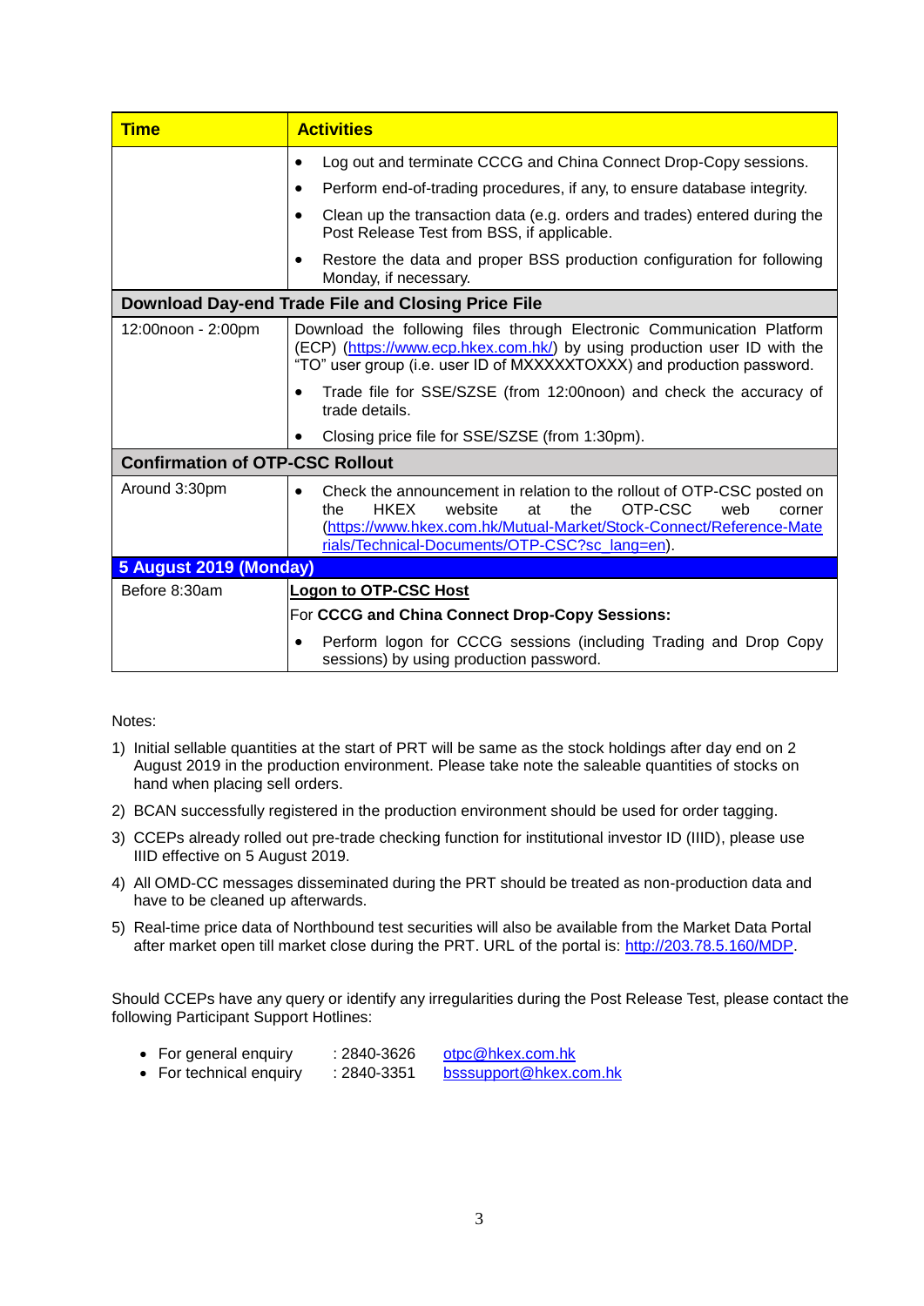| Time | Activities |
|---|---|
| | • Log out and terminate CCCG and China Connect Drop-Copy sessions.<br>• Perform end-of-trading procedures, if any, to ensure database integrity.<br>• Clean up the transaction data (e.g. orders and trades) entered during the Post Release Test from BSS, if applicable.<br>• Restore the data and proper BSS production configuration for following Monday, if necessary. |
| **Download Day-end Trade File and Closing Price File** | |
| 12:00noon - 2:00pm | Download the following files through Electronic Communication Platform (ECP) (https://www.ecp.hkex.com.hk/) by using production user ID with the "TO" user group (i.e. user ID of MXXXXXTOXXX) and production password.<br>• Trade file for SSE/SZSE (from 12:00noon) and check the accuracy of trade details.<br>• Closing price file for SSE/SZSE (from 1:30pm). |
| **Confirmation of OTP-CSC Rollout** | |
| Around 3:30pm | • Check the announcement in relation to the rollout of OTP-CSC posted on the HKEX website at the OTP-CSC web corner (https://www.hkex.com.hk/Mutual-Market/Stock-Connect/Reference-Materials/Technical-Documents/OTP-CSC?sc_lang=en). |
| **5 August 2019 (Monday)** | |
| Before 8:30am | **Logon to OTP-CSC Host**<br>For **CCCG and China Connect Drop-Copy Sessions:**<br>• Perform logon for CCCG sessions (including Trading and Drop Copy sessions) by using production password. |

Notes:

1) Initial sellable quantities at the start of PRT will be same as the stock holdings after day end on 2 August 2019 in the production environment. Please take note the saleable quantities of stocks on hand when placing sell orders.
2) BCAN successfully registered in the production environment should be used for order tagging.
3) CCEPs already rolled out pre-trade checking function for institutional investor ID (IIID), please use IIID effective on 5 August 2019.
4) All OMD-CC messages disseminated during the PRT should be treated as non-production data and have to be cleaned up afterwards.
5) Real-time price data of Northbound test securities will also be available from the Market Data Portal after market open till market close during the PRT. URL of the portal is: http://203.78.5.160/MDP.

Should CCEPs have any query or identify any irregularities during the Post Release Test, please contact the following Participant Support Hotlines:

- For general enquiry : 2840-3626 otpc@hkex.com.hk
- For technical enquiry : 2840-3351 bsssupport@hkex.com.hk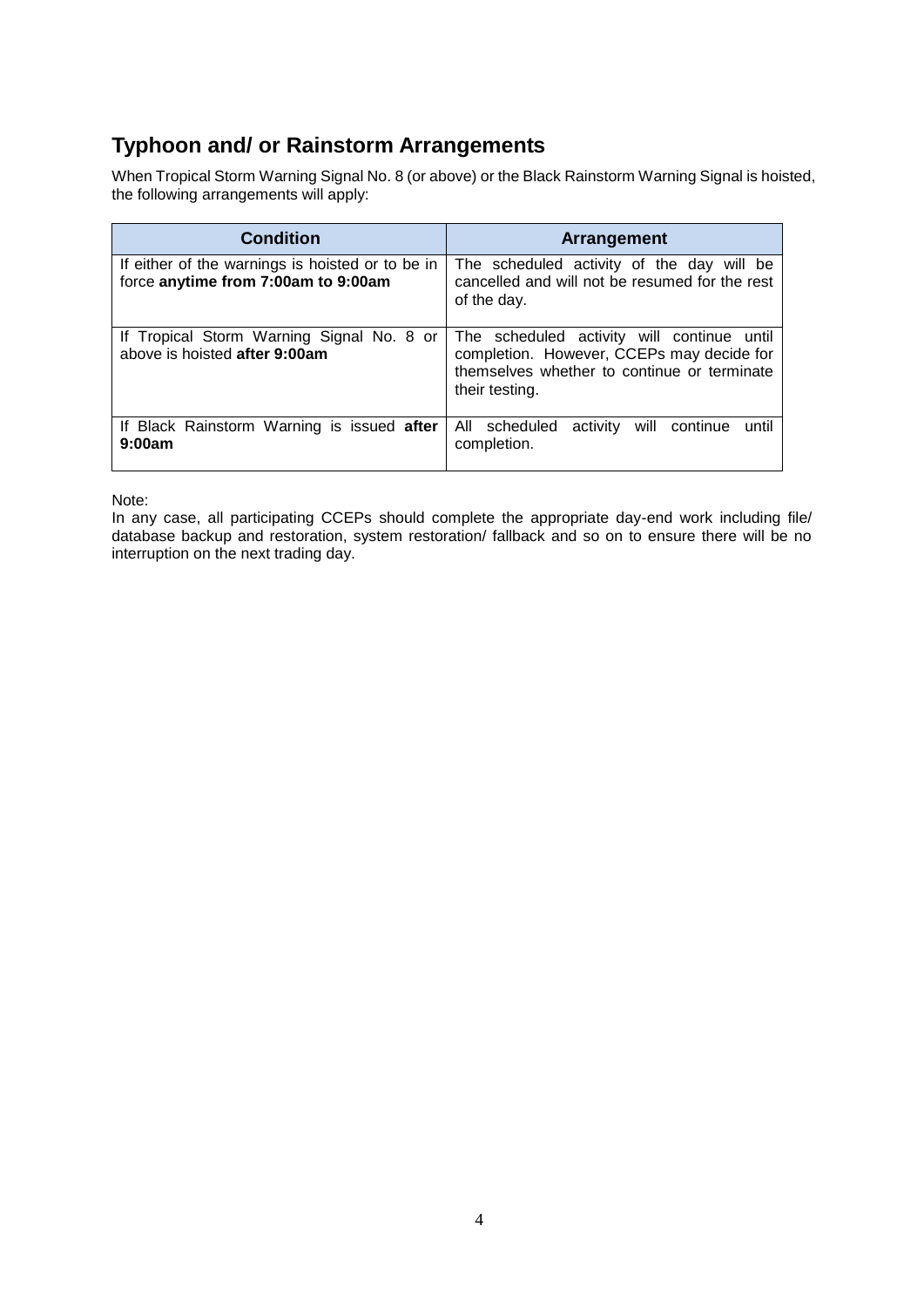## Typhoon and/ or Rainstorm Arrangements

When Tropical Storm Warning Signal No. 8 (or above) or the Black Rainstorm Warning Signal is hoisted, the following arrangements will apply:

| Condition | Arrangement |
| --- | --- |
| If either of the warnings is hoisted or to be in force **anytime from 7:00am to 9:00am** | The scheduled activity of the day will be cancelled and will not be resumed for the rest of the day. |
| If Tropical Storm Warning Signal No. 8 or above is hoisted **after 9:00am** | The scheduled activity will continue until completion. However, CCEPs may decide for themselves whether to continue or terminate their testing. |
| If Black Rainstorm Warning is issued **after 9:00am** | All scheduled activity will continue until completion. |

Note:

In any case, all participating CCEPs should complete the appropriate day-end work including file/ database backup and restoration, system restoration/ fallback and so on to ensure there will be no interruption on the next trading day.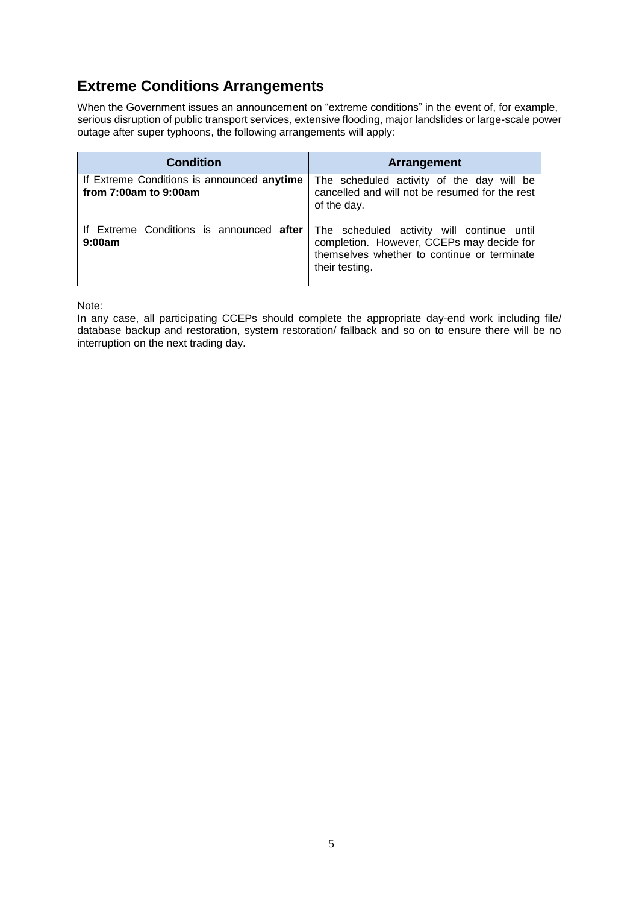## Extreme Conditions Arrangements

When the Government issues an announcement on "extreme conditions" in the event of, for example, serious disruption of public transport services, extensive flooding, major landslides or large-scale power outage after super typhoons, the following arrangements will apply:

| Condition | Arrangement |
|---|---|
| If Extreme Conditions is announced **anytime from 7:00am to 9:00am** | The scheduled activity of the day will be cancelled and will not be resumed for the rest of the day. |
| If Extreme Conditions is announced **after 9:00am** | The scheduled activity will continue until completion. However, CCEPs may decide for themselves whether to continue or terminate their testing. |

Note:
In any case, all participating CCEPs should complete the appropriate day-end work including file/ database backup and restoration, system restoration/ fallback and so on to ensure there will be no interruption on the next trading day.